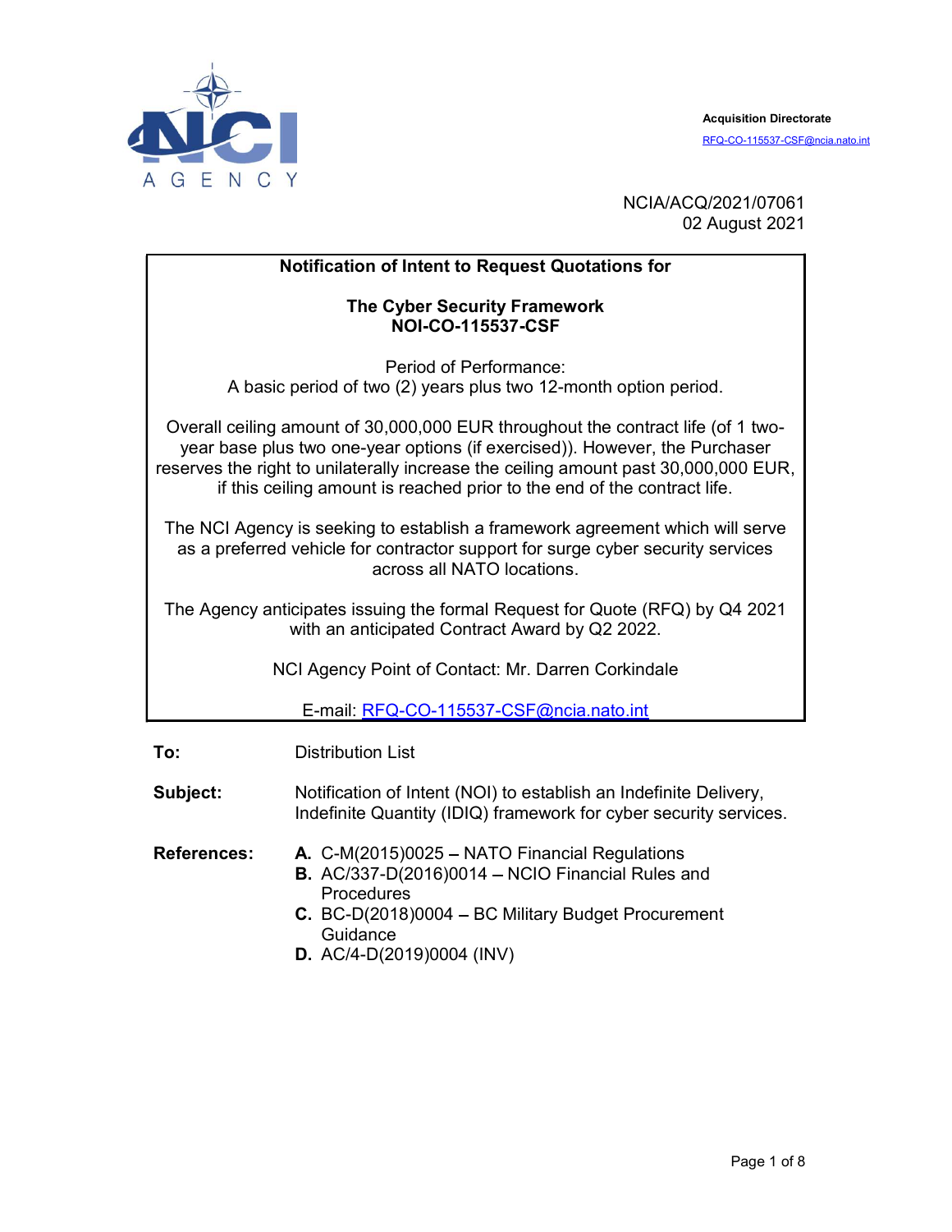NCI AGENCY

**Acquisition Directorate**
RFQ-CO-115537-CSF@ncia.nato.int

NCIA/ACQ/2021/07061
02 August 2021

**Notification of Intent to Request Quotations for**

**The Cyber Security Framework**
**NOI-CO-115537-CSF**

Period of Performance:
A basic period of two (2) years plus two 12-month option period.

Overall ceiling amount of 30,000,000 EUR throughout the contract life (of 1 two-year base plus two one-year options (if exercised)). However, the Purchaser reserves the right to unilaterally increase the ceiling amount past 30,000,000 EUR, if this ceiling amount is reached prior to the end of the contract life.

The NCI Agency is seeking to establish a framework agreement which will serve as a preferred vehicle for contractor support for surge cyber security services across all NATO locations.

The Agency anticipates issuing the formal Request for Quote (RFQ) by Q4 2021 with an anticipated Contract Award by Q2 2022.

NCI Agency Point of Contact: Mr. Darren Corkindale

E-mail: RFQ-CO-115537-CSF@ncia.nato.int

**To:** Distribution List

**Subject:** Notification of Intent (NOI) to establish an Indefinite Delivery, Indefinite Quantity (IDIQ) framework for cyber security services.

**References:**
- **A.** C-M(2015)0025 – NATO Financial Regulations
- **B.** AC/337-D(2016)0014 – NCIO Financial Rules and Procedures
- **C.** BC-D(2018)0004 – BC Military Budget Procurement Guidance
- **D.** AC/4-D(2019)0004 (INV)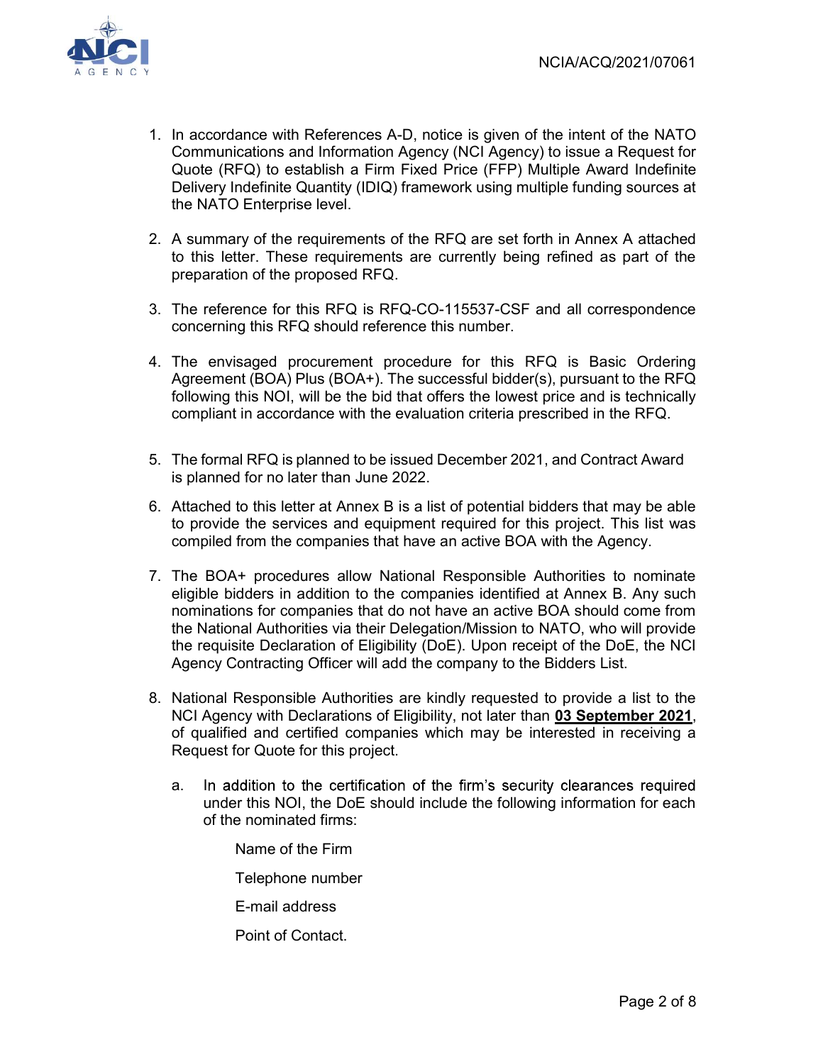1. In accordance with References A-D, notice is given of the intent of the NATO Communications and Information Agency (NCI Agency) to issue a Request for Quote (RFQ) to establish a Firm Fixed Price (FFP) Multiple Award Indefinite Delivery Indefinite Quantity (IDIQ) framework using multiple funding sources at the NATO Enterprise level.

2. A summary of the requirements of the RFQ are set forth in Annex A attached to this letter. These requirements are currently being refined as part of the preparation of the proposed RFQ.

3. The reference for this RFQ is RFQ-CO-115537-CSF and all correspondence concerning this RFQ should reference this number.

4. The envisaged procurement procedure for this RFQ is Basic Ordering Agreement (BOA) Plus (BOA+). The successful bidder(s), pursuant to the RFQ following this NOI, will be the bid that offers the lowest price and is technically compliant in accordance with the evaluation criteria prescribed in the RFQ.

5. The formal RFQ is planned to be issued December 2021, and Contract Award is planned for no later than June 2022.

6. Attached to this letter at Annex B is a list of potential bidders that may be able to provide the services and equipment required for this project. This list was compiled from the companies that have an active BOA with the Agency.

7. The BOA+ procedures allow National Responsible Authorities to nominate eligible bidders in addition to the companies identified at Annex B. Any such nominations for companies that do not have an active BOA should come from the National Authorities via their Delegation/Mission to NATO, who will provide the requisite Declaration of Eligibility (DoE). Upon receipt of the DoE, the NCI Agency Contracting Officer will add the company to the Bidders List.

8. National Responsible Authorities are kindly requested to provide a list to the NCI Agency with Declarations of Eligibility, not later than **03 September 2021**, of qualified and certified companies which may be interested in receiving a Request for Quote for this project.

   a. In addition to the certification of the firm's security clearances required under this NOI, the DoE should include the following information for each of the nominated firms:

      Name of the Firm

      Telephone number

      E-mail address

      Point of Contact.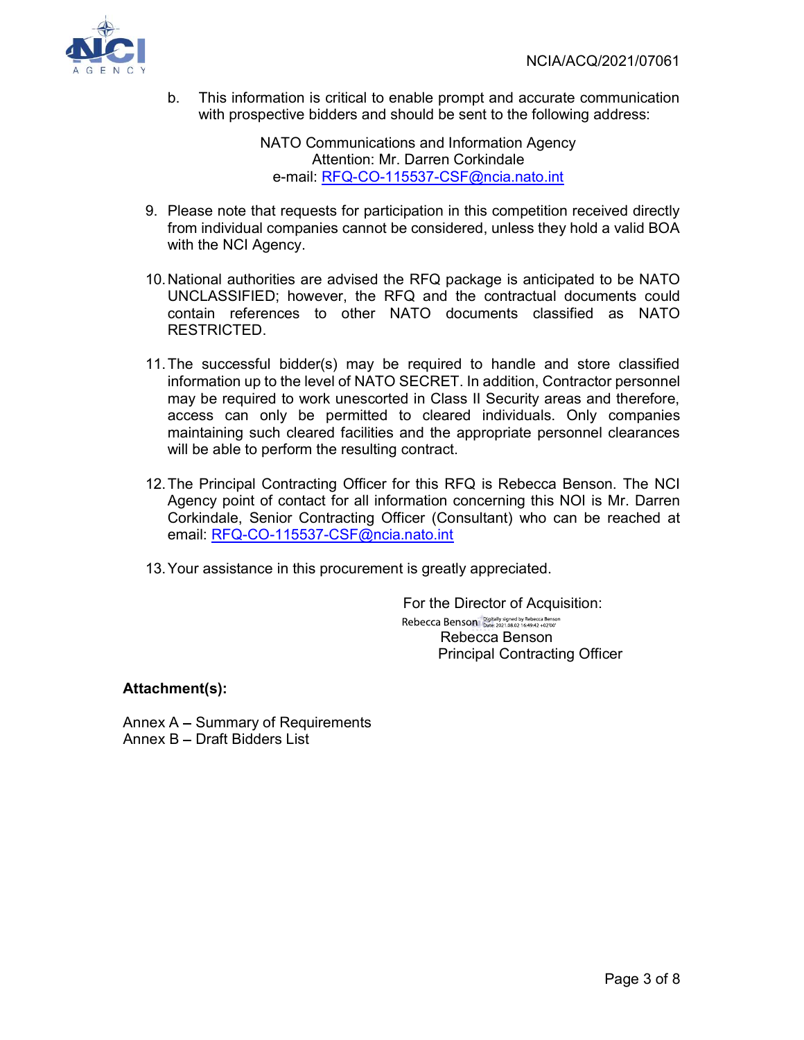b. This information is critical to enable prompt and accurate communication with prospective bidders and should be sent to the following address:

NATO Communications and Information Agency
Attention: Mr. Darren Corkindale
e-mail: RFQ-CO-115537-CSF@ncia.nato.int

9. Please note that requests for participation in this competition received directly from individual companies cannot be considered, unless they hold a valid BOA with the NCI Agency.

10. National authorities are advised the RFQ package is anticipated to be NATO UNCLASSIFIED; however, the RFQ and the contractual documents could contain references to other NATO documents classified as NATO RESTRICTED.

11. The successful bidder(s) may be required to handle and store classified information up to the level of NATO SECRET. In addition, Contractor personnel may be required to work unescorted in Class II Security areas and therefore, access can only be permitted to cleared individuals. Only companies maintaining such cleared facilities and the appropriate personnel clearances will be able to perform the resulting contract.

12. The Principal Contracting Officer for this RFQ is Rebecca Benson. The NCI Agency point of contact for all information concerning this NOI is Mr. Darren Corkindale, Senior Contracting Officer (Consultant) who can be reached at email: RFQ-CO-115537-CSF@ncia.nato.int

13. Your assistance in this procurement is greatly appreciated.

For the Director of Acquisition:

Rebecca Benson Digitally signed by Rebecca Benson Date: 2021.08.02 16:49:42 +02'00'

Rebecca Benson
Principal Contracting Officer

**Attachment(s):**

Annex A – Summary of Requirements
Annex B – Draft Bidders List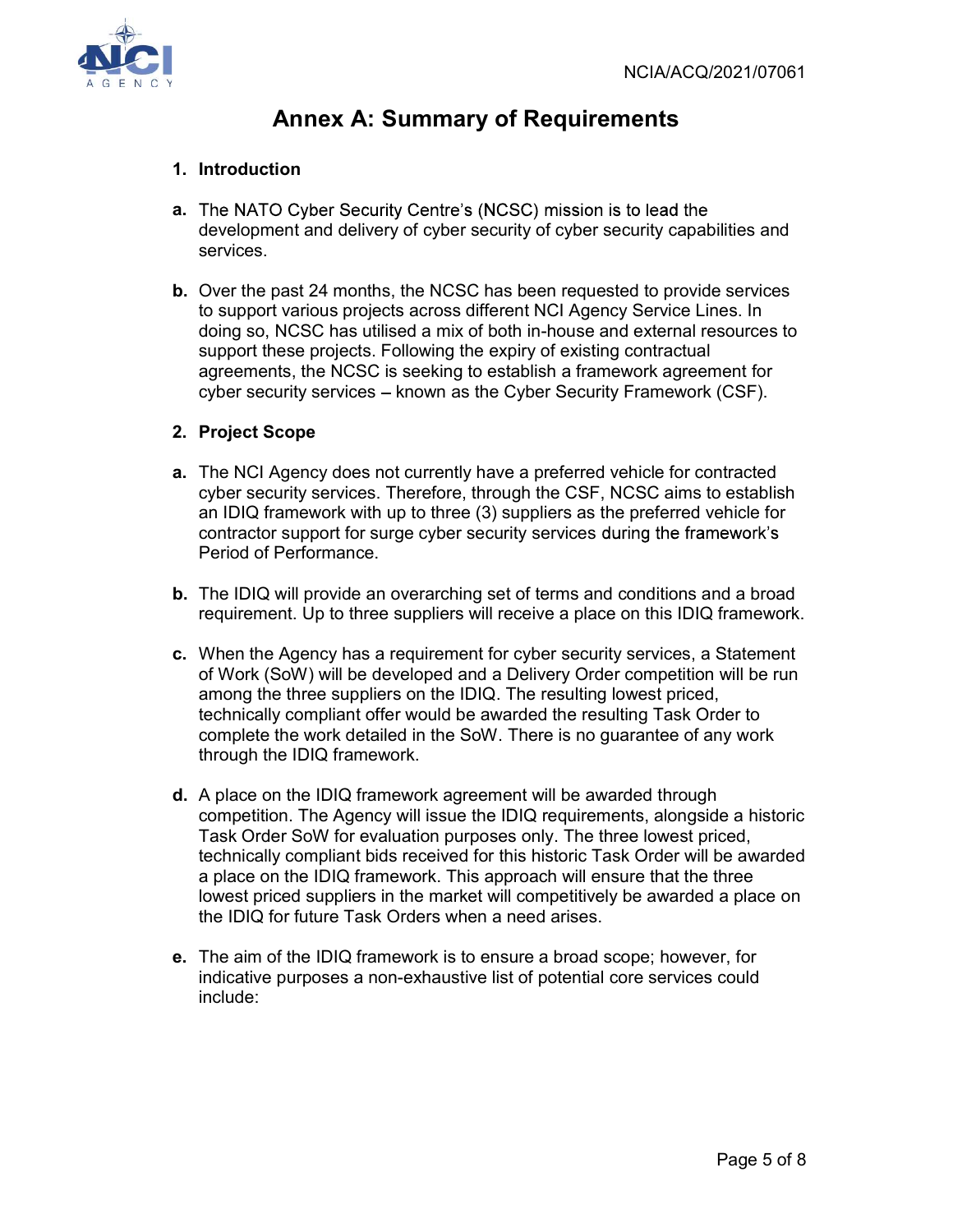# Annex A: Summary of Requirements

## 1. Introduction

**a.** The NATO Cyber Security Centre's (NCSC) mission is to lead the development and delivery of cyber security of cyber security capabilities and services.

**b.** Over the past 24 months, the NCSC has been requested to provide services to support various projects across different NCI Agency Service Lines. In doing so, NCSC has utilised a mix of both in-house and external resources to support these projects. Following the expiry of existing contractual agreements, the NCSC is seeking to establish a framework agreement for cyber security services – known as the Cyber Security Framework (CSF).

## 2. Project Scope

**a.** The NCI Agency does not currently have a preferred vehicle for contracted cyber security services. Therefore, through the CSF, NCSC aims to establish an IDIQ framework with up to three (3) suppliers as the preferred vehicle for contractor support for surge cyber security services during the framework's Period of Performance.

**b.** The IDIQ will provide an overarching set of terms and conditions and a broad requirement. Up to three suppliers will receive a place on this IDIQ framework.

**c.** When the Agency has a requirement for cyber security services, a Statement of Work (SoW) will be developed and a Delivery Order competition will be run among the three suppliers on the IDIQ. The resulting lowest priced, technically compliant offer would be awarded the resulting Task Order to complete the work detailed in the SoW. There is no guarantee of any work through the IDIQ framework.

**d.** A place on the IDIQ framework agreement will be awarded through competition. The Agency will issue the IDIQ requirements, alongside a historic Task Order SoW for evaluation purposes only. The three lowest priced, technically compliant bids received for this historic Task Order will be awarded a place on the IDIQ framework. This approach will ensure that the three lowest priced suppliers in the market will competitively be awarded a place on the IDIQ for future Task Orders when a need arises.

**e.** The aim of the IDIQ framework is to ensure a broad scope; however, for indicative purposes a non-exhaustive list of potential core services could include: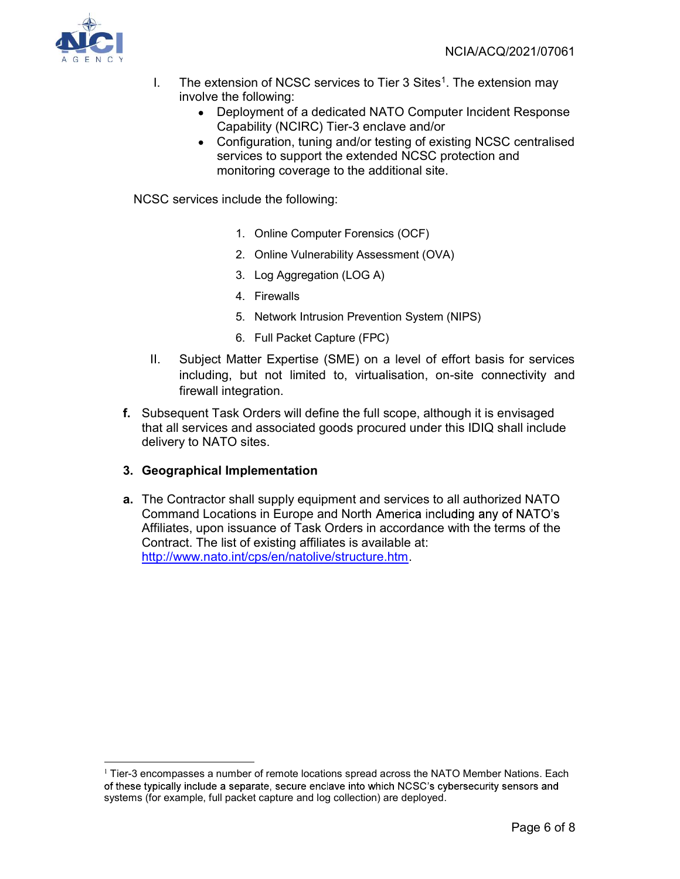I. The extension of NCSC services to Tier 3 Sites[1]. The extension may involve the following:
   - Deployment of a dedicated NATO Computer Incident Response Capability (NCIRC) Tier-3 enclave and/or
   - Configuration, tuning and/or testing of existing NCSC centralised services to support the extended NCSC protection and monitoring coverage to the additional site.

NCSC services include the following:

1. Online Computer Forensics (OCF)
2. Online Vulnerability Assessment (OVA)
3. Log Aggregation (LOG A)
4. Firewalls
5. Network Intrusion Prevention System (NIPS)
6. Full Packet Capture (FPC)

II. Subject Matter Expertise (SME) on a level of effort basis for services including, but not limited to, virtualisation, on-site connectivity and firewall integration.

**f.** Subsequent Task Orders will define the full scope, although it is envisaged that all services and associated goods procured under this IDIQ shall include delivery to NATO sites.

## 3. Geographical Implementation

**a.** The Contractor shall supply equipment and services to all authorized NATO Command Locations in Europe and North America including any of NATO's Affiliates, upon issuance of Task Orders in accordance with the terms of the Contract. The list of existing affiliates is available at: http://www.nato.int/cps/en/natolive/structure.htm.

[1] Tier-3 encompasses a number of remote locations spread across the NATO Member Nations. Each of these typically include a separate, secure enclave into which NCSC's cybersecurity sensors and systems (for example, full packet capture and log collection) are deployed.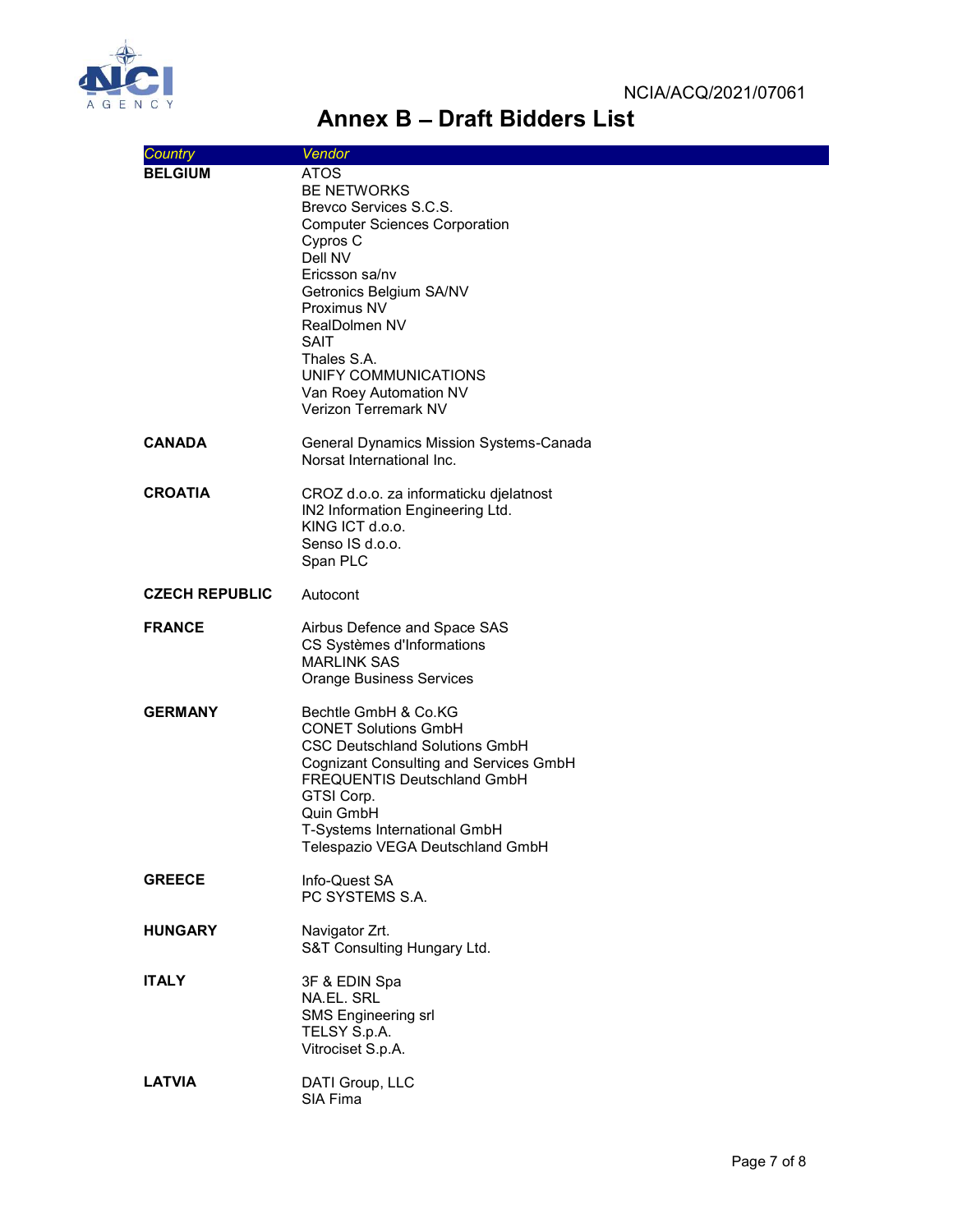NCIA/ACQ/2021/07061

# Annex B – Draft Bidders List

| Country | Vendor |
|---|---|
| **BELGIUM** | ATOS<br>BE NETWORKS<br>Brevco Services S.C.S.<br>Computer Sciences Corporation<br>Cypros C<br>Dell NV<br>Ericsson sa/nv<br>Getronics Belgium SA/NV<br>Proximus NV<br>RealDolmen NV<br>SAIT<br>Thales S.A.<br>UNIFY COMMUNICATIONS<br>Van Roey Automation NV<br>Verizon Terremark NV |
| **CANADA** | General Dynamics Mission Systems-Canada<br>Norsat International Inc. |
| **CROATIA** | CROZ d.o.o. za informaticku djelatnost<br>IN2 Information Engineering Ltd.<br>KING ICT d.o.o.<br>Senso IS d.o.o.<br>Span PLC |
| **CZECH REPUBLIC** | Autocont |
| **FRANCE** | Airbus Defence and Space SAS<br>CS Systèmes d'Informations<br>MARLINK SAS<br>Orange Business Services |
| **GERMANY** | Bechtle GmbH & Co.KG<br>CONET Solutions GmbH<br>CSC Deutschland Solutions GmbH<br>Cognizant Consulting and Services GmbH<br>FREQUENTIS Deutschland GmbH<br>GTSI Corp.<br>Quin GmbH<br>T-Systems International GmbH<br>Telespazio VEGA Deutschland GmbH |
| **GREECE** | Info-Quest SA<br>PC SYSTEMS S.A. |
| **HUNGARY** | Navigator Zrt.<br>S&T Consulting Hungary Ltd. |
| **ITALY** | 3F & EDIN Spa<br>NA.EL. SRL<br>SMS Engineering srl<br>TELSY S.p.A.<br>Vitrociset S.p.A. |
| **LATVIA** | DATI Group, LLC<br>SIA Fima |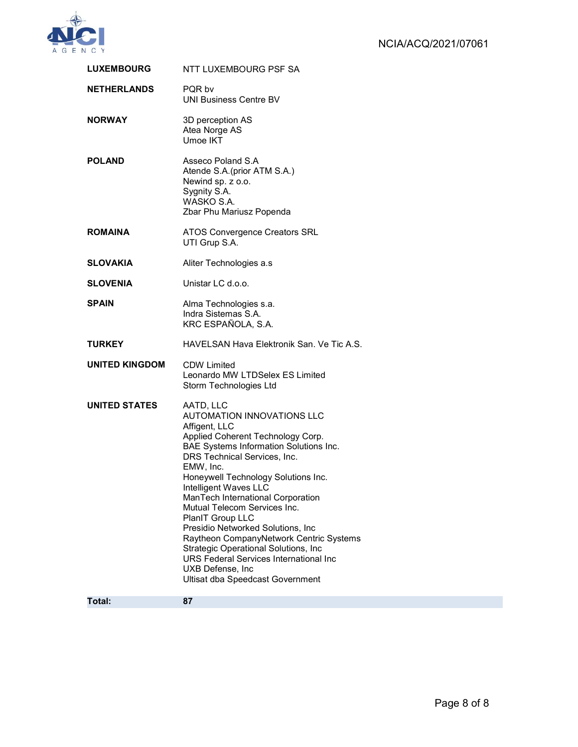| | |
|---|---|
| **LUXEMBOURG** | NTT LUXEMBOURG PSF SA |
| **NETHERLANDS** | PQR bv<br>UNI Business Centre BV |
| **NORWAY** | 3D perception AS<br>Atea Norge AS<br>Umoe IKT |
| **POLAND** | Asseco Poland S.A<br>Atende S.A.(prior ATM S.A.)<br>Newind sp. z o.o.<br>Sygnity S.A.<br>WASKO S.A.<br>Zbar Phu Mariusz Popenda |
| **ROMAINA** | ATOS Convergence Creators SRL<br>UTI Grup S.A. |
| **SLOVAKIA** | Aliter Technologies a.s |
| **SLOVENIA** | Unistar LC d.o.o. |
| **SPAIN** | Alma Technologies s.a.<br>Indra Sistemas S.A.<br>KRC ESPAÑOLA, S.A. |
| **TURKEY** | HAVELSAN Hava Elektronik San. Ve Tic A.S. |
| **UNITED KINGDOM** | CDW Limited<br>Leonardo MW LTDSelex ES Limited<br>Storm Technologies Ltd |
| **UNITED STATES** | AATD, LLC<br>AUTOMATION INNOVATIONS LLC<br>Affigent, LLC<br>Applied Coherent Technology Corp.<br>BAE Systems Information Solutions Inc.<br>DRS Technical Services, Inc.<br>EMW, Inc.<br>Honeywell Technology Solutions Inc.<br>Intelligent Waves LLC<br>ManTech International Corporation<br>Mutual Telecom Services Inc.<br>PlanIT Group LLC<br>Presidio Networked Solutions, Inc<br>Raytheon CompanyNetwork Centric Systems<br>Strategic Operational Solutions, Inc<br>URS Federal Services International Inc<br>UXB Defense, Inc<br>Ultisat dba Speedcast Government |
| **Total:** | **87** |